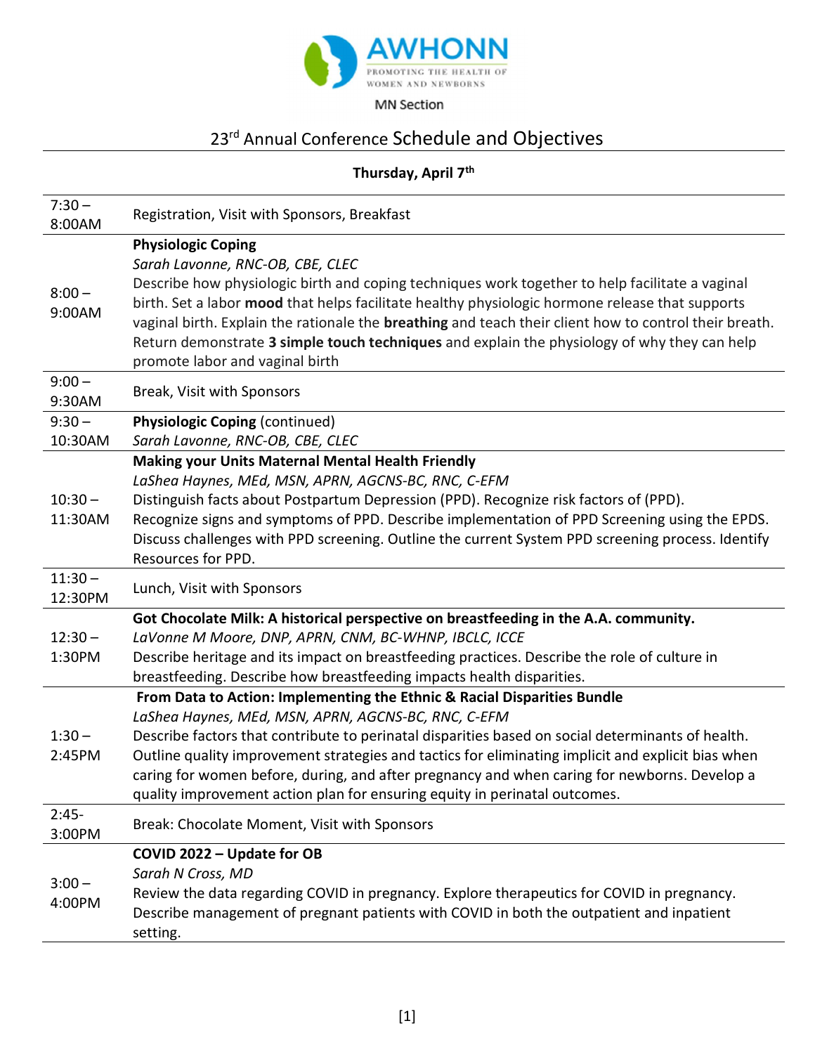AWHONN

PROMOTING THE HEALTH OF WOMEN AND NEWBORNS

MN Section

# 23rd Annual Conference Schedule and Objectives

## Thursday, April 7th

| Time | Session |
|---|---|
| 7:30 – 8:00AM | Registration, Visit with Sponsors, Breakfast |
| 8:00 – 9:00AM | **Physiologic Coping**<br>*Sarah Lavonne, RNC-OB, CBE, CLEC*<br>Describe how physiologic birth and coping techniques work together to help facilitate a vaginal birth. Set a labor **mood** that helps facilitate healthy physiologic hormone release that supports vaginal birth. Explain the rationale the **breathing** and teach their client how to control their breath. Return demonstrate **3 simple touch techniques** and explain the physiology of why they can help promote labor and vaginal birth |
| 9:00 – 9:30AM | Break, Visit with Sponsors |
| 9:30 – 10:30AM | **Physiologic Coping** (continued)<br>*Sarah Lavonne, RNC-OB, CBE, CLEC* |
| 10:30 – 11:30AM | **Making your Units Maternal Mental Health Friendly**<br>*LaShea Haynes, MEd, MSN, APRN, AGCNS-BC, RNC, C-EFM*<br>Distinguish facts about Postpartum Depression (PPD). Recognize risk factors of (PPD). Recognize signs and symptoms of PPD. Describe implementation of PPD Screening using the EPDS. Discuss challenges with PPD screening. Outline the current System PPD screening process. Identify Resources for PPD. |
| 11:30 – 12:30PM | Lunch, Visit with Sponsors |
| 12:30 – 1:30PM | **Got Chocolate Milk: A historical perspective on breastfeeding in the A.A. community.**<br>*LaVonne M Moore, DNP, APRN, CNM, BC-WHNP, IBCLC, ICCE*<br>Describe heritage and its impact on breastfeeding practices. Describe the role of culture in breastfeeding. Describe how breastfeeding impacts health disparities. |
| 1:30 – 2:45PM | **From Data to Action: Implementing the Ethnic & Racial Disparities Bundle**<br>*LaShea Haynes, MEd, MSN, APRN, AGCNS-BC, RNC, C-EFM*<br>Describe factors that contribute to perinatal disparities based on social determinants of health. Outline quality improvement strategies and tactics for eliminating implicit and explicit bias when caring for women before, during, and after pregnancy and when caring for newborns. Develop a quality improvement action plan for ensuring equity in perinatal outcomes. |
| 2:45- 3:00PM | Break: Chocolate Moment, Visit with Sponsors |
| 3:00 – 4:00PM | **COVID 2022 – Update for OB**<br>*Sarah N Cross, MD*<br>Review the data regarding COVID in pregnancy. Explore therapeutics for COVID in pregnancy. Describe management of pregnant patients with COVID in both the outpatient and inpatient setting. |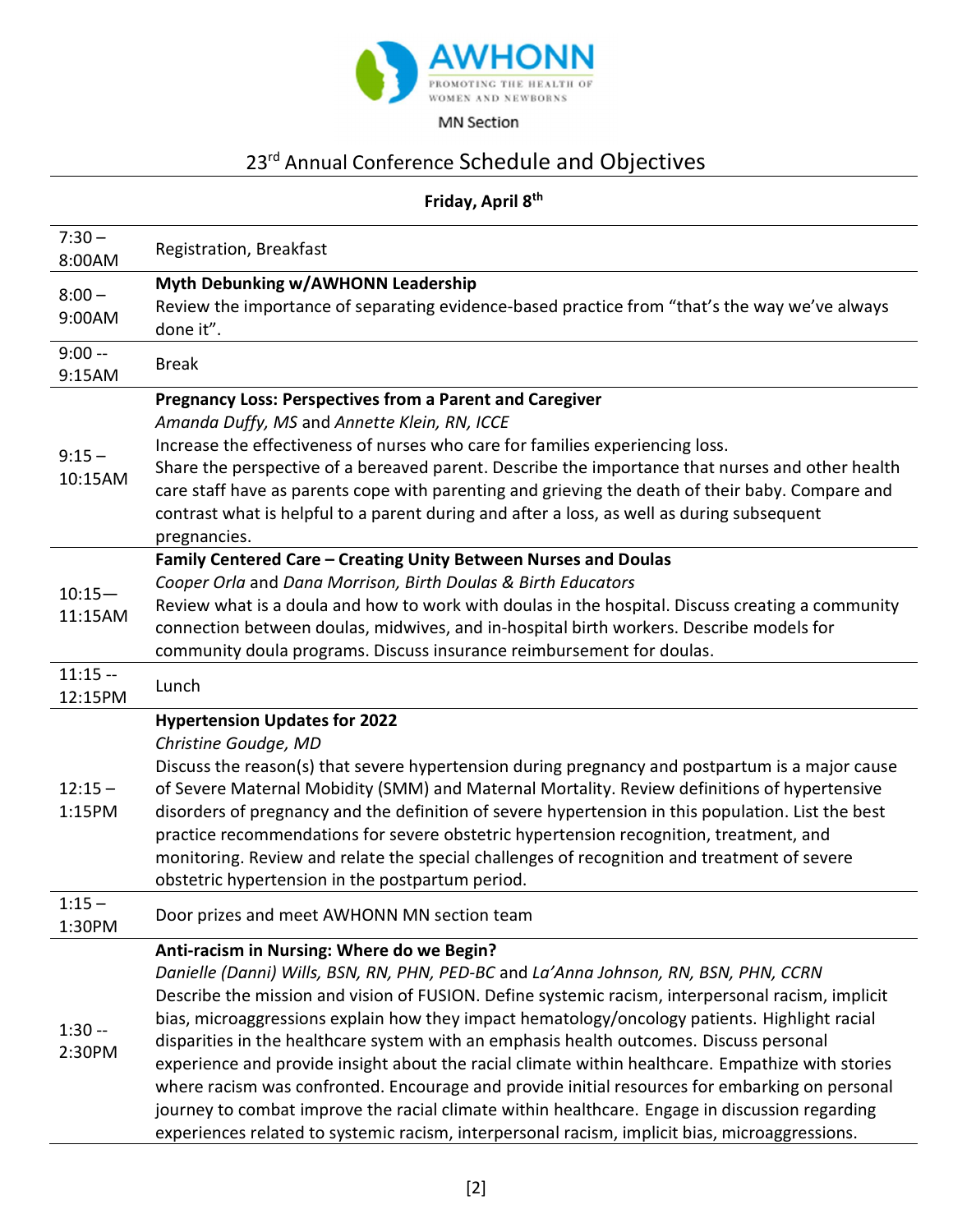AWHONN

PROMOTING THE HEALTH OF WOMEN AND NEWBORNS

MN Section

# 23rd Annual Conference Schedule and Objectives

## Friday, April 8th

| | |
|---|---|
| 7:30 – 8:00AM | Registration, Breakfast |
| 8:00 – 9:00AM | **Myth Debunking w/AWHONN Leadership**<br>Review the importance of separating evidence-based practice from "that's the way we've always done it". |
| 9:00 -- 9:15AM | Break |
| 9:15 – 10:15AM | **Pregnancy Loss: Perspectives from a Parent and Caregiver**<br>*Amanda Duffy, MS* and *Annette Klein, RN, ICCE*<br>Increase the effectiveness of nurses who care for families experiencing loss.<br>Share the perspective of a bereaved parent. Describe the importance that nurses and other health care staff have as parents cope with parenting and grieving the death of their baby. Compare and contrast what is helpful to a parent during and after a loss, as well as during subsequent pregnancies. |
| 10:15— 11:15AM | **Family Centered Care – Creating Unity Between Nurses and Doulas**<br>*Cooper Orla* and *Dana Morrison, Birth Doulas & Birth Educators*<br>Review what is a doula and how to work with doulas in the hospital. Discuss creating a community connection between doulas, midwives, and in-hospital birth workers. Describe models for community doula programs. Discuss insurance reimbursement for doulas. |
| 11:15 -- 12:15PM | Lunch |
| 12:15 – 1:15PM | **Hypertension Updates for 2022**<br>*Christine Goudge, MD*<br>Discuss the reason(s) that severe hypertension during pregnancy and postpartum is a major cause of Severe Maternal Mobidity (SMM) and Maternal Mortality. Review definitions of hypertensive disorders of pregnancy and the definition of severe hypertension in this population. List the best practice recommendations for severe obstetric hypertension recognition, treatment, and monitoring. Review and relate the special challenges of recognition and treatment of severe obstetric hypertension in the postpartum period. |
| 1:15 – 1:30PM | Door prizes and meet AWHONN MN section team |
| 1:30 -- 2:30PM | **Anti-racism in Nursing: Where do we Begin?**<br>*Danielle (Danni) Wills, BSN, RN, PHN, PED-BC* and *La'Anna Johnson, RN, BSN, PHN, CCRN*<br>Describe the mission and vision of FUSION. Define systemic racism, interpersonal racism, implicit bias, microaggressions explain how they impact hematology/oncology patients. Highlight racial disparities in the healthcare system with an emphasis health outcomes. Discuss personal experience and provide insight about the racial climate within healthcare. Empathize with stories where racism was confronted. Encourage and provide initial resources for embarking on personal journey to combat improve the racial climate within healthcare. Engage in discussion regarding experiences related to systemic racism, interpersonal racism, implicit bias, microaggressions. |